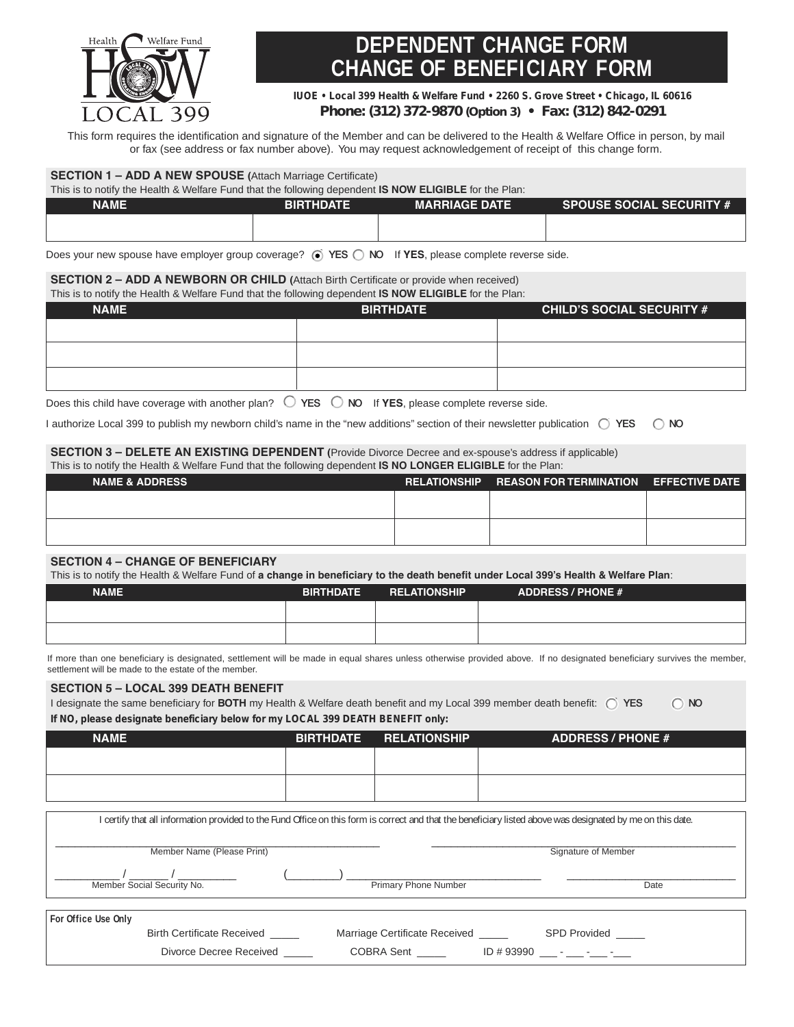Health & Welfare Fund
LOCAL 399

# DEPENDENT CHANGE FORM
# CHANGE OF BENEFICIARY FORM

**IUOE • Local 399 Health & Welfare Fund • 2260 S. Grove Street • Chicago, IL 60616**
**Phone: (312) 372-9870 (Option 3) • Fax: (312) 842-0291**

This form requires the identification and signature of the Member and can be delivered to the Health & Welfare Office in person, by mail or fax (see address or fax number above). You may request acknowledgement of receipt of this change form.

## SECTION 1 – ADD A NEW SPOUSE (Attach Marriage Certificate)

This is to notify the Health & Welfare Fund that the following dependent **IS NOW ELIGIBLE** for the Plan:

| NAME | BIRTHDATE | MARRIAGE DATE | SPOUSE SOCIAL SECURITY # |
|---|---|---|---|
| | | | |

Does your new spouse have employer group coverage? ◉ **YES** ○ **NO** If **YES**, please complete reverse side.

## SECTION 2 – ADD A NEWBORN OR CHILD (Attach Birth Certificate or provide when received)

This is to notify the Health & Welfare Fund that the following dependent **IS NOW ELIGIBLE** for the Plan:

| NAME | BIRTHDATE | CHILD'S SOCIAL SECURITY # |
|---|---|---|
| | | |
| | | |
| | | |

Does this child have coverage with another plan? ○ **YES** ○ **NO** If **YES**, please complete reverse side.

I authorize Local 399 to publish my newborn child's name in the "new additions" section of their newsletter publication ○ **YES** ○ **NO**

## SECTION 3 – DELETE AN EXISTING DEPENDENT (Provide Divorce Decree and ex-spouse's address if applicable)

This is to notify the Health & Welfare Fund that the following dependent **IS NO LONGER ELIGIBLE** for the Plan:

| NAME & ADDRESS | RELATIONSHIP | REASON FOR TERMINATION | EFFECTIVE DATE |
|---|---|---|---|
| | | | |
| | | | |

## SECTION 4 – CHANGE OF BENEFICIARY

This is to notify the Health & Welfare Fund of **a change in beneficiary to the death benefit under Local 399's Health & Welfare Plan**:

| NAME | BIRTHDATE | RELATIONSHIP | ADDRESS / PHONE # |
|---|---|---|---|
| | | | |
| | | | |

If more than one beneficiary is designated, settlement will be made in equal shares unless otherwise provided above. If no designated beneficiary survives the member, settlement will be made to the estate of the member.

## SECTION 5 – LOCAL 399 DEATH BENEFIT

I designate the same beneficiary for **BOTH** my Health & Welfare death benefit and my Local 399 member death benefit: ○ **YES** ○ **NO**

**If NO, please designate beneficiary below for my LOCAL 399 DEATH BENEFIT only:**

| NAME | BIRTHDATE | RELATIONSHIP | ADDRESS / PHONE # |
|---|---|---|---|
| | | | |
| | | | |

I certify that all information provided to the Fund Office on this form is correct and that the beneficiary listed above was designated by me on this date.

_______________________________ Member Name (Please Print)

_______________________________ Signature of Member

_______ / _______ / _______ Member Social Security No.

(_______) _______________________ Primary Phone Number

_______________________ Date

**For Office Use Only**

Birth Certificate Received _____ Marriage Certificate Received _____ SPD Provided _____

Divorce Decree Received _____ COBRA Sent _____ ID # 93990 ___ - ___ -___ -___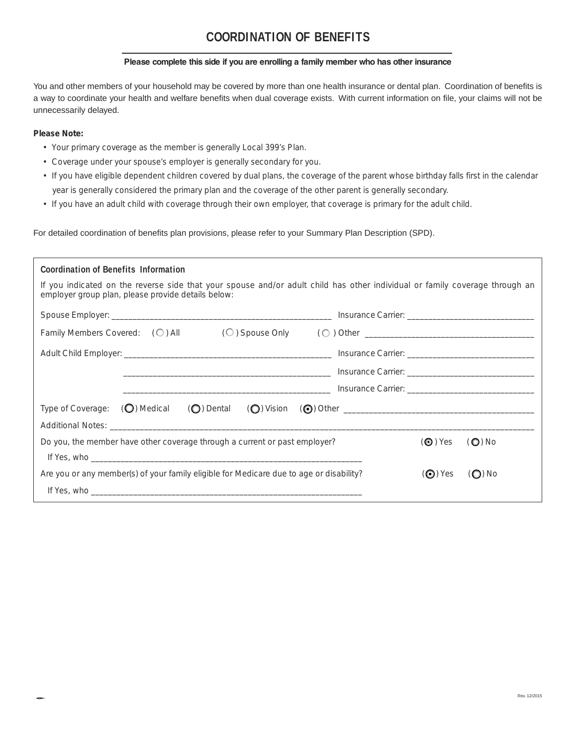# COORDINATION OF BENEFITS

**Please complete this side if you are enrolling a family member who has other insurance**

You and other members of your household may be covered by more than one health insurance or dental plan. Coordination of benefits is a way to coordinate your health and welfare benefits when dual coverage exists. With current information on file, your claims will not be unnecessarily delayed.

**Please Note:**

- Your primary coverage as the member is generally Local 399's Plan.
- Coverage under your spouse's employer is generally secondary for you.
- If you have eligible dependent children covered by dual plans, the coverage of the parent whose birthday falls first in the calendar year is generally considered the primary plan and the coverage of the other parent is generally secondary.
- If you have an adult child with coverage through their own employer, that coverage is primary for the adult child.

For detailed coordination of benefits plan provisions, please refer to your Summary Plan Description (SPD).

**Coordination of Benefits Information**

If you indicated on the reverse side that your spouse and/or adult child has other individual or family coverage through an employer group plan, please provide details below:

Spouse Employer: ____________________ Insurance Carrier: ____________________

Family Members Covered: ( ) All ( ) Spouse Only ( ) Other ____________________

Adult Child Employer: ____________________ Insurance Carrier: ____________________

____________________ Insurance Carrier: ____________________

____________________ Insurance Carrier: ____________________

Type of Coverage: ( ) Medical ( ) Dental ( ) Vision ( ) Other ____________________

Additional Notes: ____________________

Do you, the member have other coverage through a current or past employer? ( ) Yes ( ) No

If Yes, who ____________________

Are you or any member(s) of your family eligible for Medicare due to age or disability? ( ) Yes ( ) No

If Yes, who ____________________

Rev. 12/2015